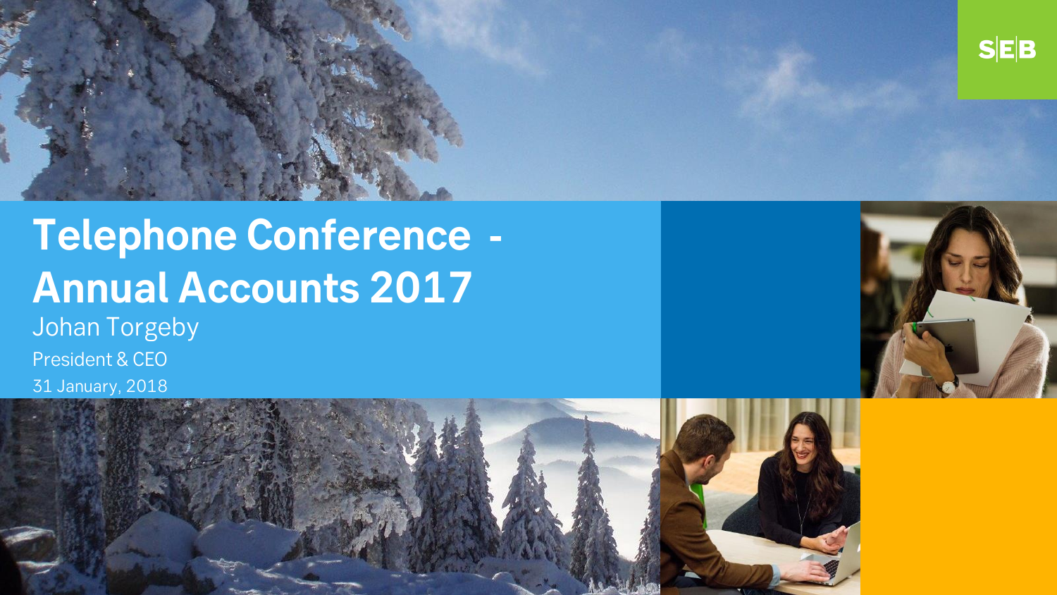# Telephone Conference - Annual Accounts 2017

Johan Torgeby

President & CEO

31 January, 2018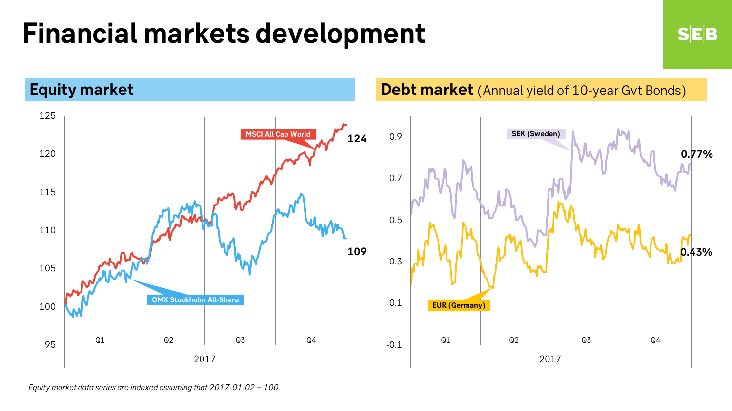# Financial markets development

## Equity market

MSCI All Cap World: 124

OMX Stockholm All-Share: 109

## Debt market (Annual yield of 10-year Gvt Bonds)

SEK (Sweden): 0.77%

EUR (Germany): 0.43%

*Equity market data series are indexed assuming that 2017-01-02 = 100.*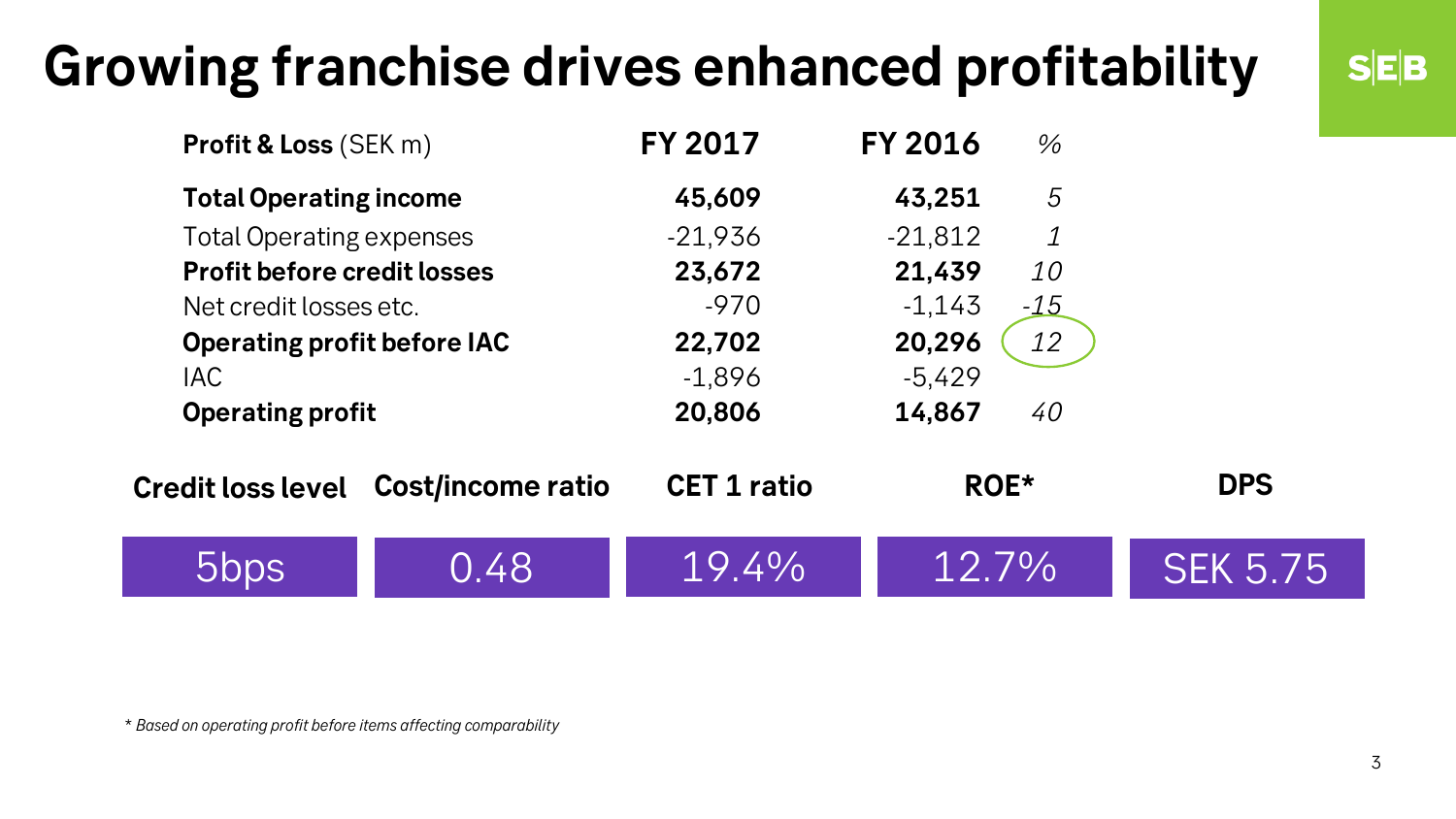# Growing franchise drives enhanced profitability

| **Profit & Loss** (SEK m) | **FY 2017** | **FY 2016** | *%* |
|---|---|---|---|
| **Total Operating income** | **45,609** | **43,251** | *5* |
| Total Operating expenses | -21,936 | -21,812 | *1* |
| **Profit before credit losses** | **23,672** | **21,439** | *10* |
| Net credit losses etc. | -970 | -1,143 | *-15* |
| **Operating profit before IAC** | **22,702** | **20,296** | *12* |
| IAC | -1,896 | -5,429 | |
| **Operating profit** | **20,806** | **14,867** | *40* |

| **Credit loss level** | **Cost/income ratio** | **CET 1 ratio** | **ROE*** | **DPS** |
|---|---|---|---|---|
| 5bps | 0.48 | 19.4% | 12.7% | SEK 5.75 |

*\* Based on operating profit before items affecting comparability*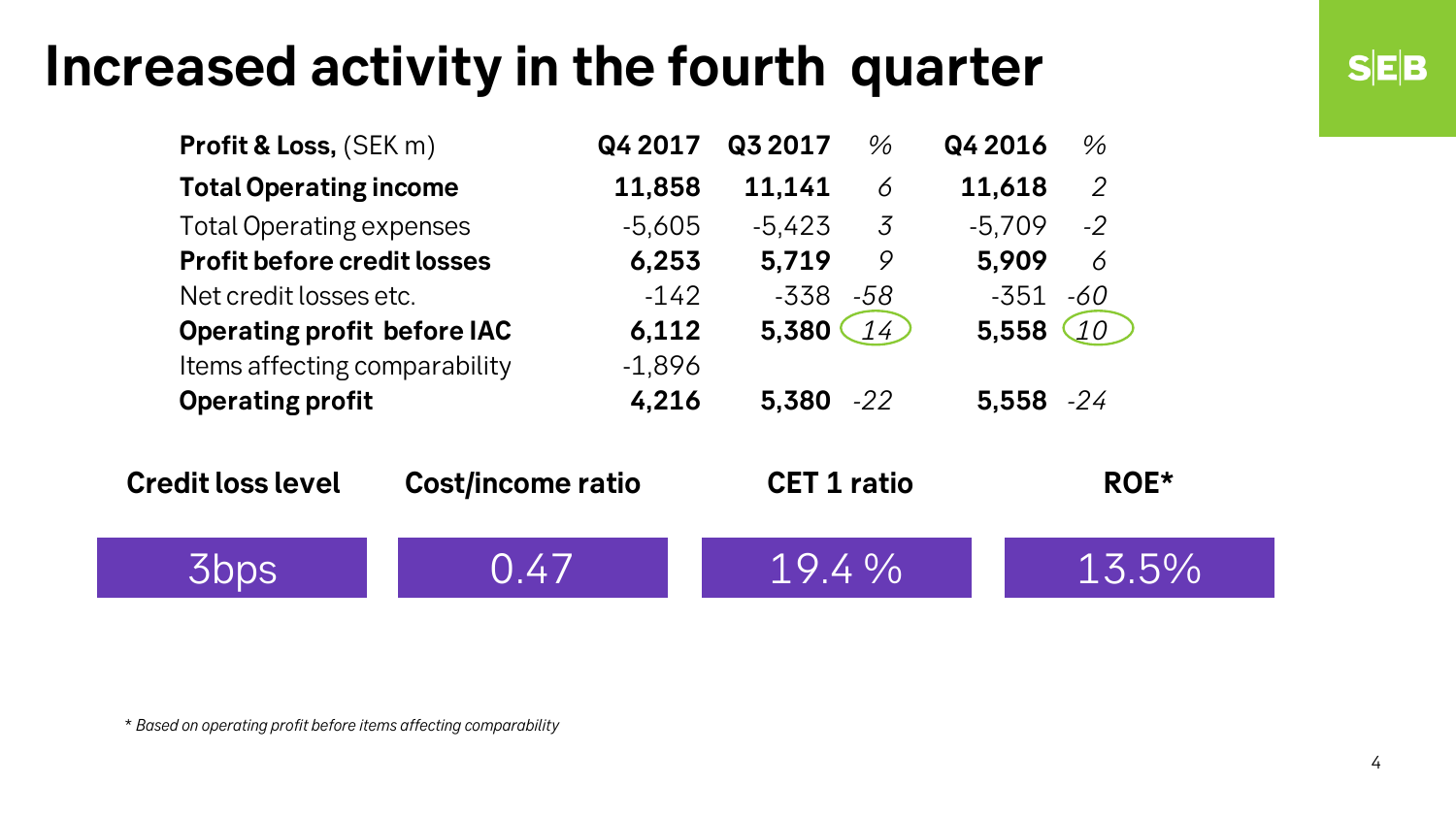# Increased activity in the fourth quarter

| Profit & Loss, (SEK m) | Q4 2017 | Q3 2017 | % | Q4 2016 | % |
|---|---|---|---|---|---|
| **Total Operating income** | **11,858** | **11,141** | *6* | **11,618** | *2* |
| Total Operating expenses | -5,605 | -5,423 | *3* | -5,709 | *-2* |
| **Profit before credit losses** | **6,253** | **5,719** | *9* | **5,909** | *6* |
| Net credit losses etc. | -142 | -338 | *-58* | -351 | *-60* |
| **Operating profit before IAC** | **6,112** | **5,380** | *14* | **5,558** | *10* |
| Items affecting comparability | -1,896 | | | | |
| **Operating profit** | **4,216** | **5,380** | *-22* | **5,558** | *-24* |

| Credit loss level | Cost/income ratio | CET 1 ratio | ROE* |
|---|---|---|---|
| 3bps | 0.47 | 19.4 % | 13.5% |

*\* Based on operating profit before items affecting comparability*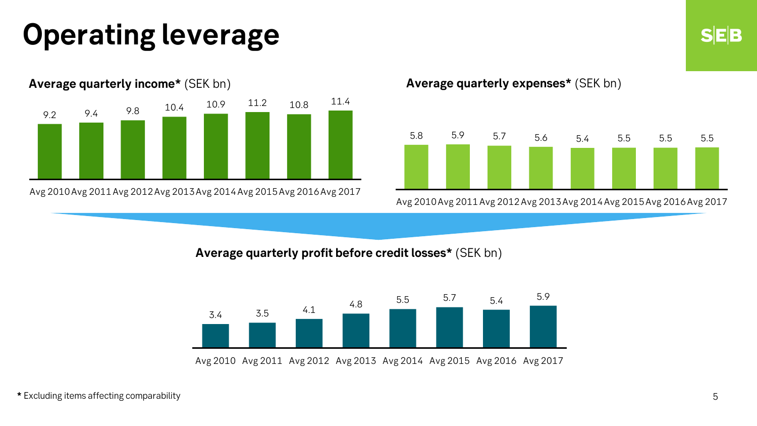# Operating leverage

**Average quarterly income*** (SEK bn)

| Avg 2010 | Avg 2011 | Avg 2012 | Avg 2013 | Avg 2014 | Avg 2015 | Avg 2016 | Avg 2017 |
|---|---|---|---|---|---|---|---|
| 9.2 | 9.4 | 9.8 | 10.4 | 10.9 | 11.2 | 10.8 | 11.4 |

**Average quarterly expenses*** (SEK bn)

| Avg 2010 | Avg 2011 | Avg 2012 | Avg 2013 | Avg 2014 | Avg 2015 | Avg 2016 | Avg 2017 |
|---|---|---|---|---|---|---|---|
| 5.8 | 5.9 | 5.7 | 5.6 | 5.4 | 5.5 | 5.5 | 5.5 |

**Average quarterly profit before credit losses*** (SEK bn)

| Avg 2010 | Avg 2011 | Avg 2012 | Avg 2013 | Avg 2014 | Avg 2015 | Avg 2016 | Avg 2017 |
|---|---|---|---|---|---|---|---|
| 3.4 | 3.5 | 4.1 | 4.8 | 5.5 | 5.7 | 5.4 | 5.9 |

**\*** Excluding items affecting comparability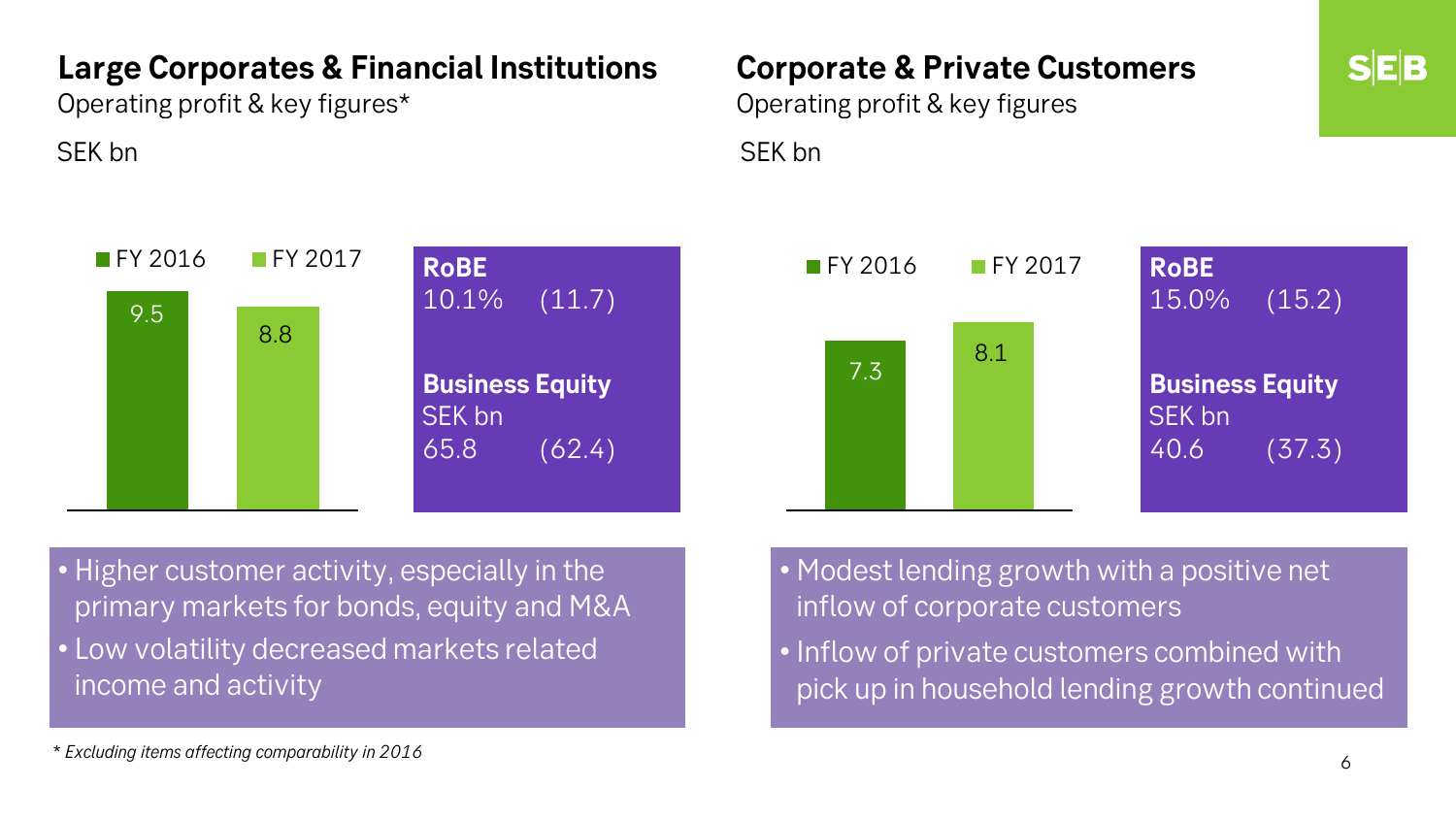## Large Corporates & Financial Institutions

Operating profit & key figures*

SEK bn

| | FY 2016 | FY 2017 |
|---|---|---|
| Operating profit | 9.5 | 8.8 |

**RoBE**
10.1% (11.7)

**Business Equity**
SEK bn
65.8 (62.4)

- Higher customer activity, especially in the primary markets for bonds, equity and M&A
- Low volatility decreased markets related income and activity

## Corporate & Private Customers

Operating profit & key figures

SEK bn

| | FY 2016 | FY 2017 |
|---|---|---|
| Operating profit | 7.3 | 8.1 |

**RoBE**
15.0% (15.2)

**Business Equity**
SEK bn
40.6 (37.3)

- Modest lending growth with a positive net inflow of corporate customers
- Inflow of private customers combined with pick up in household lending growth continued

*\* Excluding items affecting comparability in 2016*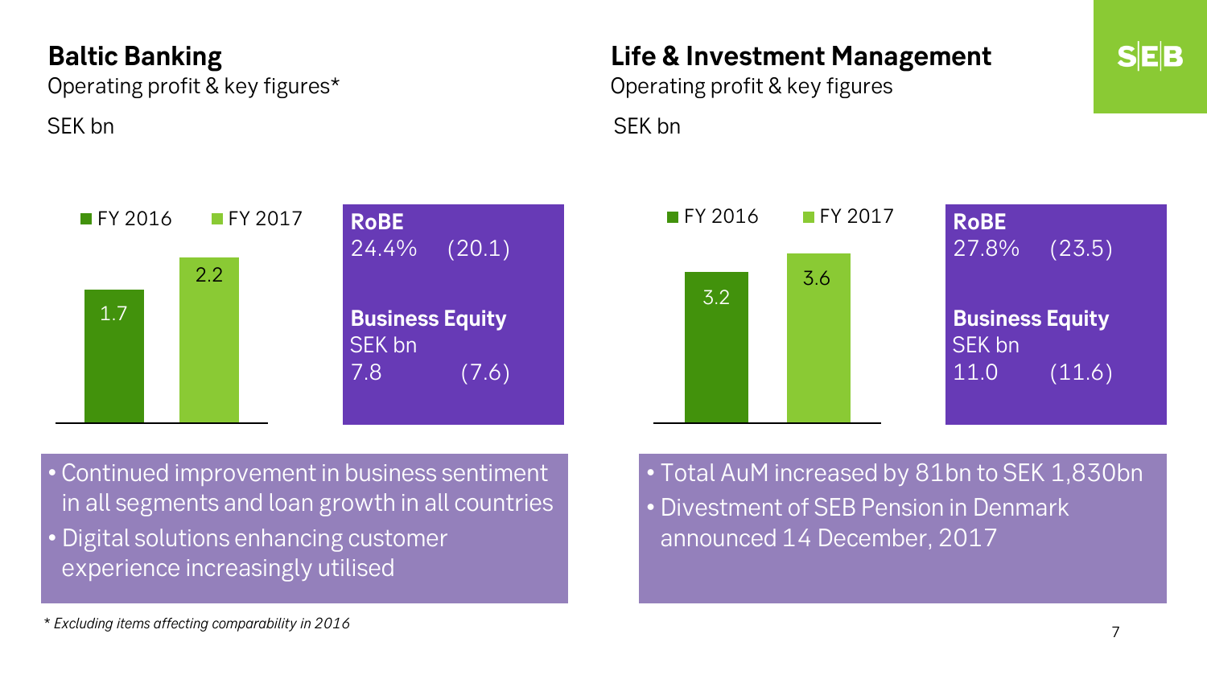## Baltic Banking

Operating profit & key figures*

SEK bn

| | FY 2016 | FY 2017 |
|---|---|---|
| Operating profit | 1.7 | 2.2 |

**RoBE**
24.4% (20.1)

**Business Equity**
SEK bn
7.8 (7.6)

- Continued improvement in business sentiment in all segments and loan growth in all countries
- Digital solutions enhancing customer experience increasingly utilised

*\* Excluding items affecting comparability in 2016*

## Life & Investment Management

Operating profit & key figures

SEK bn

| | FY 2016 | FY 2017 |
|---|---|---|
| Operating profit | 3.2 | 3.6 |

**RoBE**
27.8% (23.5)

**Business Equity**
SEK bn
11.0 (11.6)

- Total AuM increased by 81bn to SEK 1,830bn
- Divestment of SEB Pension in Denmark announced 14 December, 2017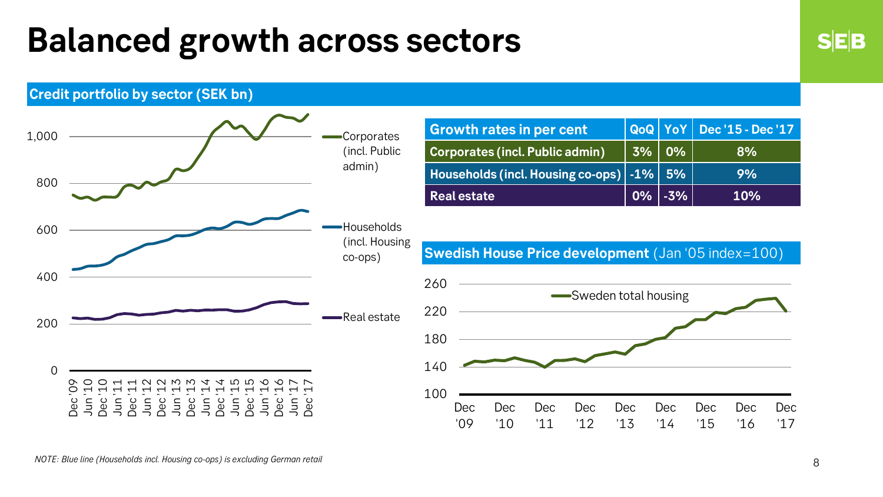# Balanced growth across sectors

## Credit portfolio by sector (SEK bn)

| Growth rates in per cent | QoQ | YoY | Dec '15 - Dec '17 |
| --- | --- | --- | --- |
| Corporates (incl. Public admin) | 3% | 0% | 8% |
| Households (incl. Housing co-ops) | -1% | 5% | 9% |
| Real estate | 0% | -3% | 10% |

## Swedish House Price development (Jan '05 index=100)

*NOTE: Blue line (Households incl. Housing co-ops) is excluding German retail*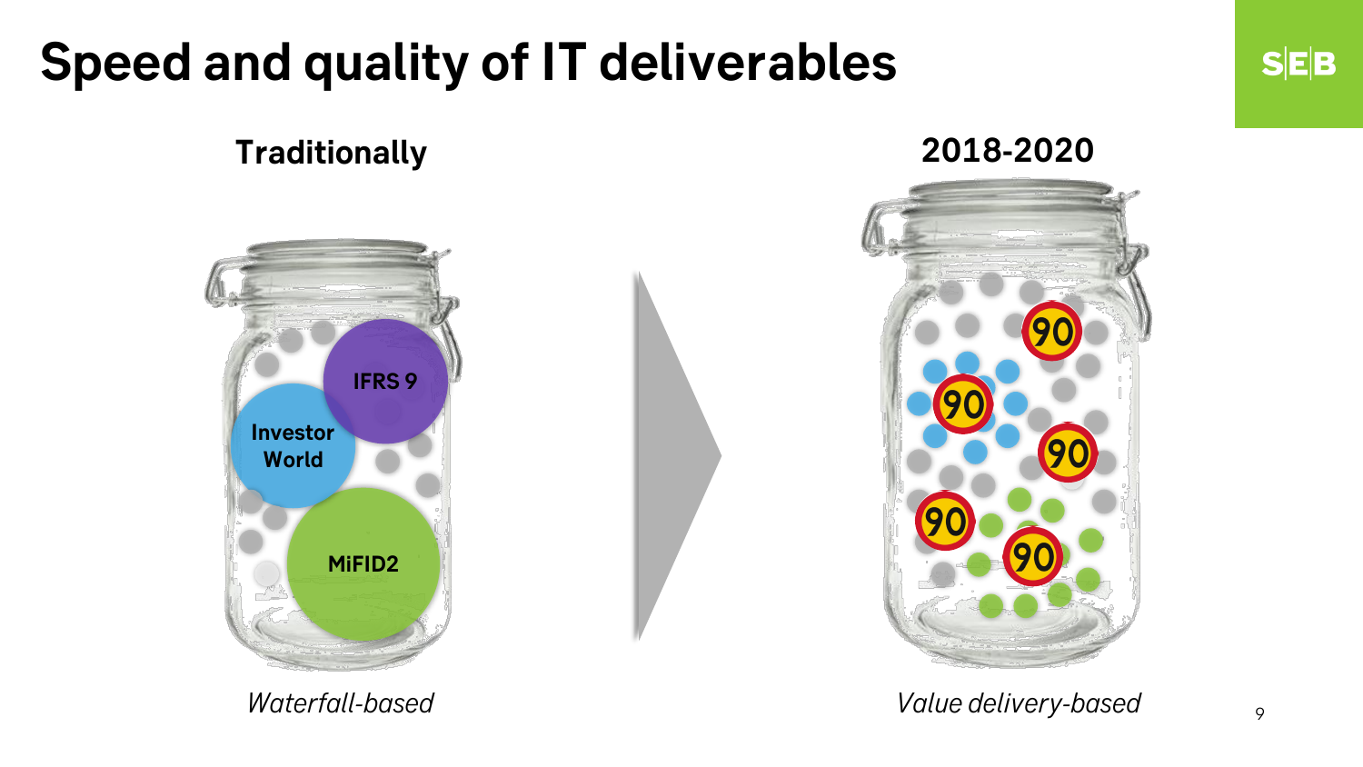# Speed and quality of IT deliverables

**Traditionally**

IFRS 9

Investor World

MiFID2

*Waterfall-based*

**2018-2020**

90

*Value delivery-based*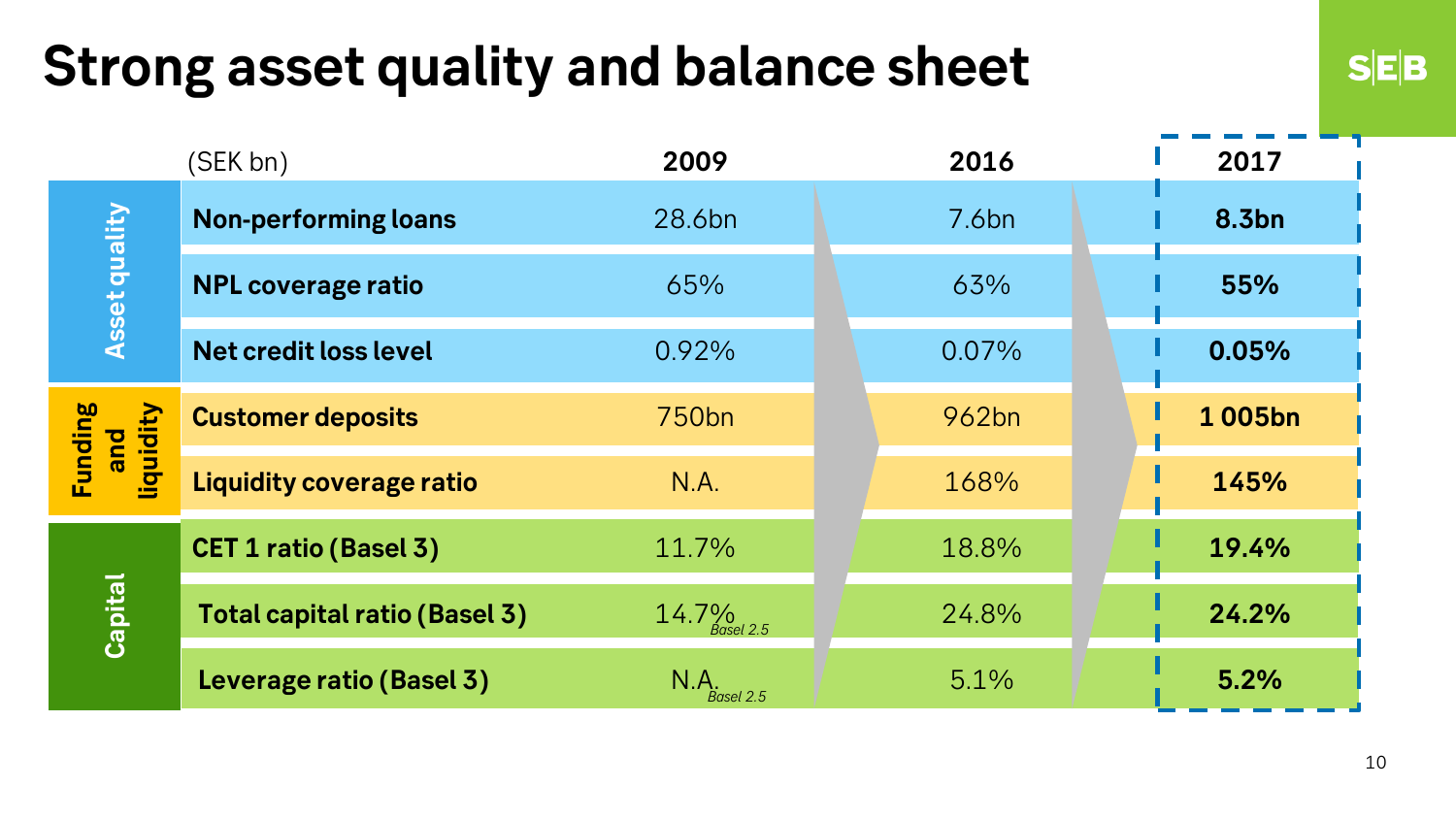# Strong asset quality and balance sheet

| | (SEK bn) | 2009 | 2016 | 2017 |
|---|---|---|---|---|
| Asset quality | **Non-performing loans** | 28.6bn | 7.6bn | **8.3bn** |
| | **NPL coverage ratio** | 65% | 63% | **55%** |
| | **Net credit loss level** | 0.92% | 0.07% | **0.05%** |
| Funding and liquidity | **Customer deposits** | 750bn | 962bn | **1 005bn** |
| | **Liquidity coverage ratio** | N.A. | 168% | **145%** |
| Capital | **CET 1 ratio (Basel 3)** | 11.7% | 18.8% | **19.4%** |
| | **Total capital ratio (Basel 3)** | 14.7% *Basel 2.5* | 24.8% | **24.2%** |
| | **Leverage ratio (Basel 3)** | N.A. *Basel 2.5* | 5.1% | **5.2%** |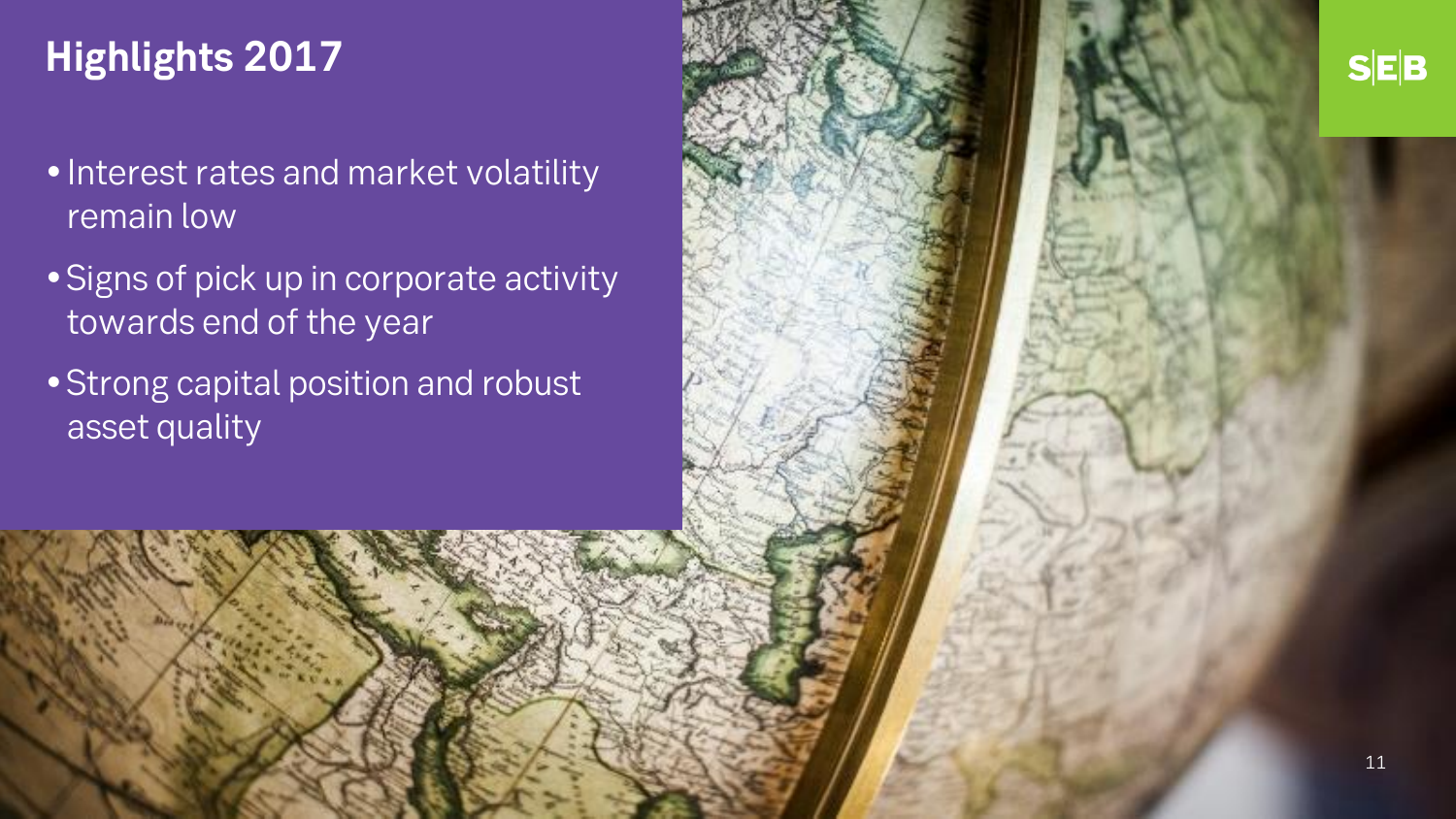# Highlights 2017

- Interest rates and market volatility remain low
- Signs of pick up in corporate activity towards end of the year
- Strong capital position and robust asset quality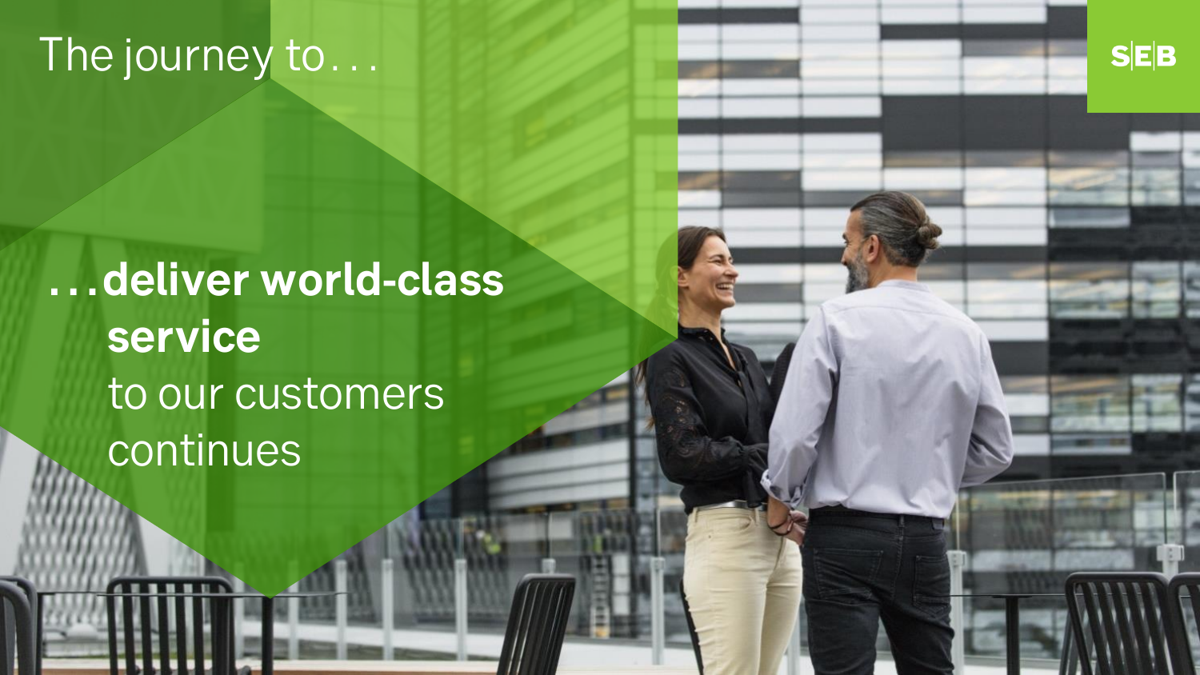The journey to…

**…deliver world-class service**

to our customers continues